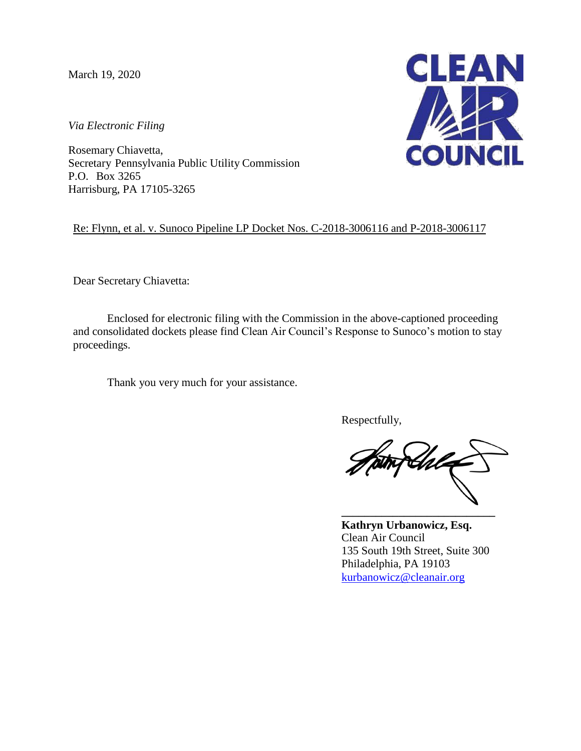March 19, 2020

*Via Electronic Filing*

Rosemary Chiavetta,
Secretary Pennsylvania Public Utility Commission
P.O. Box 3265
Harrisburg, PA 17105-3265

Re: Flynn, et al. v. Sunoco Pipeline LP Docket Nos. C-2018-3006116 and P-2018-3006117

Dear Secretary Chiavetta:

Enclosed for electronic filing with the Commission in the above-captioned proceeding and consolidated dockets please find Clean Air Council's Response to Sunoco's motion to stay proceedings.

Thank you very much for your assistance.

Respectfully,

**Kathryn Urbanowicz, Esq.**
Clean Air Council
135 South 19th Street, Suite 300
Philadelphia, PA 19103
kurbanowicz@cleanair.org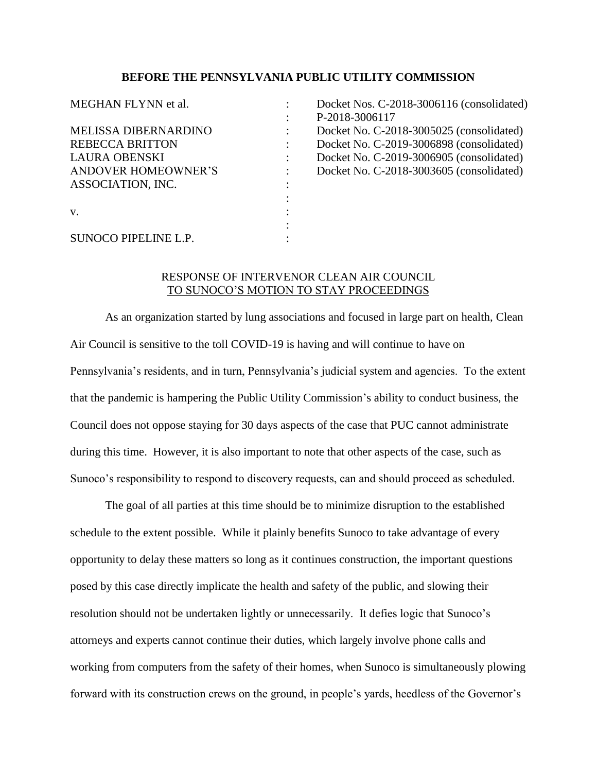**BEFORE THE PENNSYLVANIA PUBLIC UTILITY COMMISSION**

| | | |
|---|---|---|
| MEGHAN FLYNN et al. | : | Docket Nos. C-2018-3006116 (consolidated) |
| | : | P-2018-3006117 |
| MELISSA DIBERNARDINO | : | Docket No. C-2018-3005025 (consolidated) |
| REBECCA BRITTON | : | Docket No. C-2019-3006898 (consolidated) |
| LAURA OBENSKI | : | Docket No. C-2019-3006905 (consolidated) |
| ANDOVER HOMEOWNER'S | : | Docket No. C-2018-3003605 (consolidated) |
| ASSOCIATION, INC. | : | |
| | : | |
| v. | : | |
| | : | |
| SUNOCO PIPELINE L.P. | : | |

RESPONSE OF INTERVENOR CLEAN AIR COUNCIL
TO SUNOCO'S MOTION TO STAY PROCEEDINGS

As an organization started by lung associations and focused in large part on health, Clean Air Council is sensitive to the toll COVID-19 is having and will continue to have on Pennsylvania's residents, and in turn, Pennsylvania's judicial system and agencies. To the extent that the pandemic is hampering the Public Utility Commission's ability to conduct business, the Council does not oppose staying for 30 days aspects of the case that PUC cannot administrate during this time. However, it is also important to note that other aspects of the case, such as Sunoco's responsibility to respond to discovery requests, can and should proceed as scheduled.

The goal of all parties at this time should be to minimize disruption to the established schedule to the extent possible. While it plainly benefits Sunoco to take advantage of every opportunity to delay these matters so long as it continues construction, the important questions posed by this case directly implicate the health and safety of the public, and slowing their resolution should not be undertaken lightly or unnecessarily. It defies logic that Sunoco's attorneys and experts cannot continue their duties, which largely involve phone calls and working from computers from the safety of their homes, when Sunoco is simultaneously plowing forward with its construction crews on the ground, in people's yards, heedless of the Governor's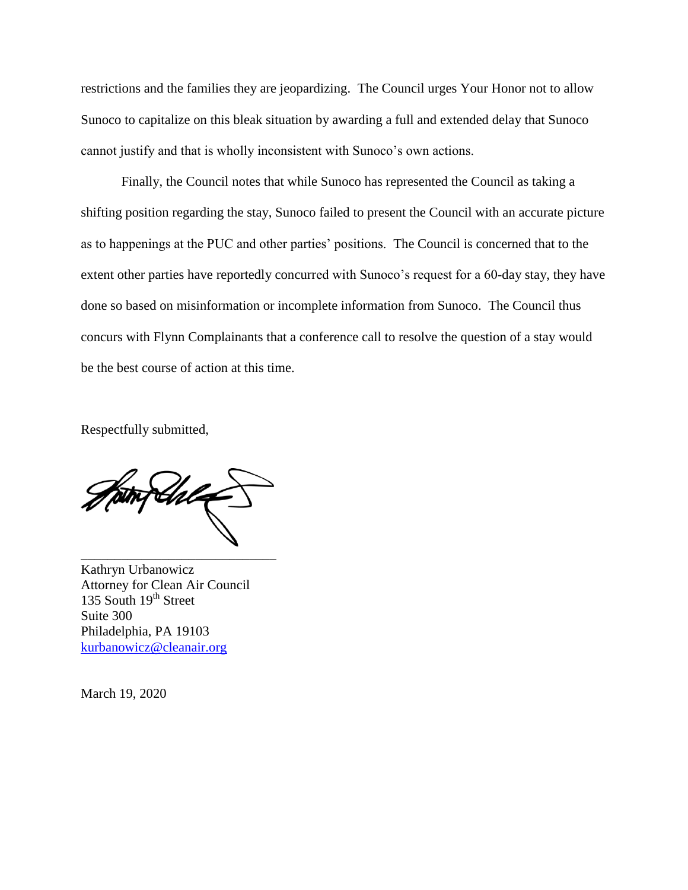restrictions and the families they are jeopardizing. The Council urges Your Honor not to allow Sunoco to capitalize on this bleak situation by awarding a full and extended delay that Sunoco cannot justify and that is wholly inconsistent with Sunoco's own actions.

Finally, the Council notes that while Sunoco has represented the Council as taking a shifting position regarding the stay, Sunoco failed to present the Council with an accurate picture as to happenings at the PUC and other parties' positions. The Council is concerned that to the extent other parties have reportedly concurred with Sunoco's request for a 60-day stay, they have done so based on misinformation or incomplete information from Sunoco. The Council thus concurs with Flynn Complainants that a conference call to resolve the question of a stay would be the best course of action at this time.

Respectfully submitted,

\_\_\_\_\_\_\_\_\_\_\_\_\_\_\_\_\_\_\_\_\_\_\_\_\_\_\_\_\_\_
Kathryn Urbanowicz
Attorney for Clean Air Council
135 South 19th Street
Suite 300
Philadelphia, PA 19103
kurbanowicz@cleanair.org

March 19, 2020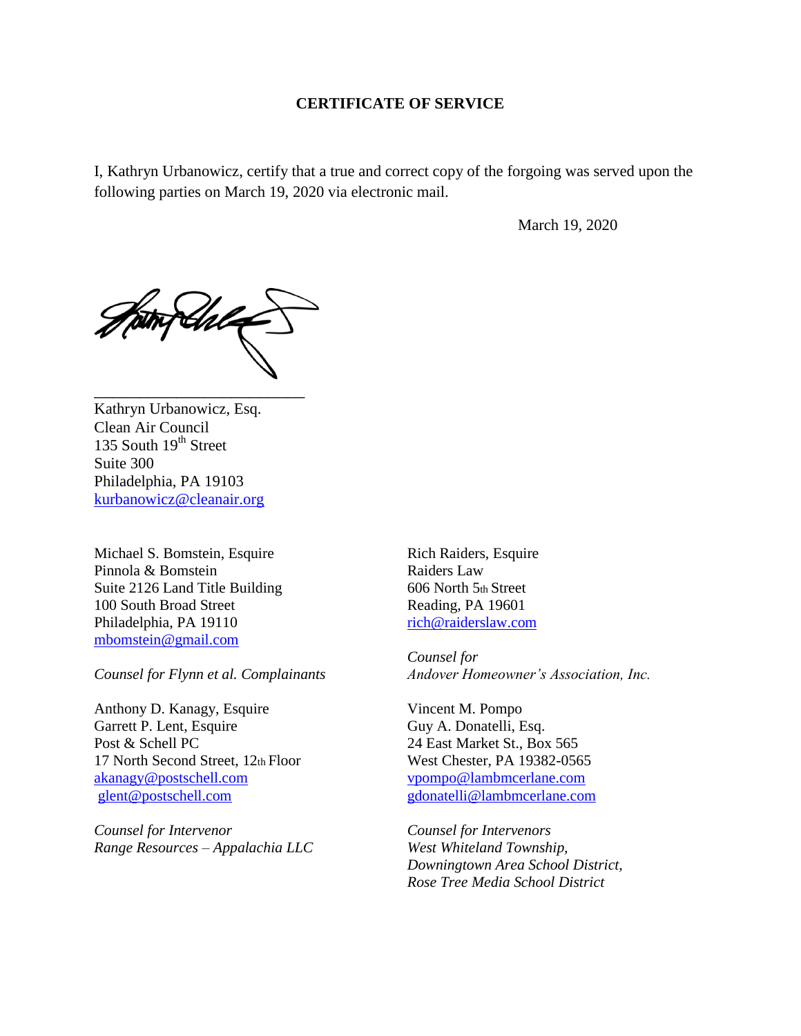**CERTIFICATE OF SERVICE**

I, Kathryn Urbanowicz, certify that a true and correct copy of the forgoing was served upon the following parties on March 19, 2020 via electronic mail.

March 19, 2020

\_\_\_\_\_\_\_\_\_\_\_\_\_\_\_\_\_\_\_\_\_\_\_\_\_\_\_

Kathryn Urbanowicz, Esq.
Clean Air Council
135 South 19th Street
Suite 300
Philadelphia, PA 19103
kurbanowicz@cleanair.org

Michael S. Bomstein, Esquire
Pinnola & Bomstein
Suite 2126 Land Title Building
100 South Broad Street
Philadelphia, PA 19110
mbomstein@gmail.com

*Counsel for Flynn et al. Complainants*

Rich Raiders, Esquire
Raiders Law
606 North 5th Street
Reading, PA 19601
rich@raiderslaw.com

*Counsel for*
*Andover Homeowner's Association, Inc.*

Anthony D. Kanagy, Esquire
Garrett P. Lent, Esquire
Post & Schell PC
17 North Second Street, 12th Floor
akanagy@postschell.com
glent@postschell.com

*Counsel for Intervenor*
*Range Resources – Appalachia LLC*

Vincent M. Pompo
Guy A. Donatelli, Esq.
24 East Market St., Box 565
West Chester, PA 19382-0565
vpompo@lambmcerlane.com
gdonatelli@lambmcerlane.com

*Counsel for Intervenors*
*West Whiteland Township,*
*Downingtown Area School District,*
*Rose Tree Media School District*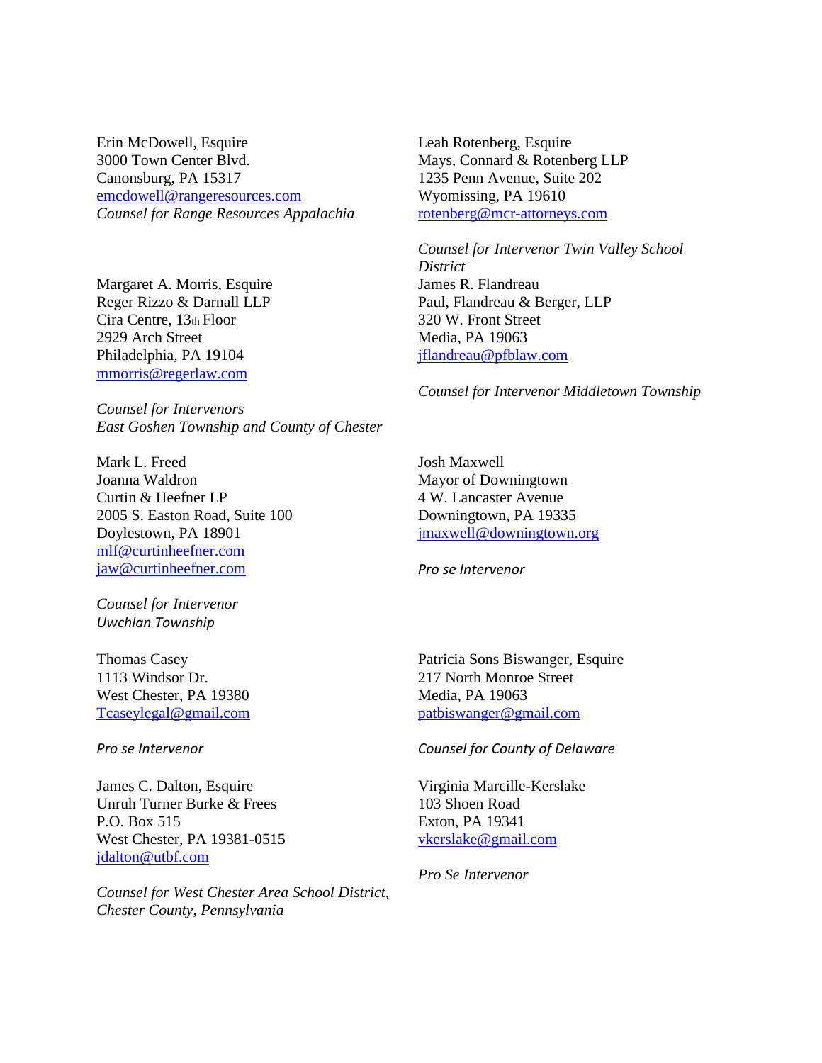Erin McDowell, Esquire
3000 Town Center Blvd.
Canonsburg, PA 15317
emcdowell@rangeresources.com
*Counsel for Range Resources Appalachia*

Margaret A. Morris, Esquire
Reger Rizzo & Darnall LLP
Cira Centre, 13th Floor
2929 Arch Street
Philadelphia, PA 19104
mmorris@regerlaw.com

*Counsel for Intervenors East Goshen Township and County of Chester*

Mark L. Freed
Joanna Waldron
Curtin & Heefner LP
2005 S. Easton Road, Suite 100
Doylestown, PA 18901
mlf@curtinheefner.com
jaw@curtinheefner.com

*Counsel for Intervenor Uwchlan Township*

Thomas Casey
1113 Windsor Dr.
West Chester, PA 19380
Tcaseylegal@gmail.com

*Pro se Intervenor*

James C. Dalton, Esquire
Unruh Turner Burke & Frees
P.O. Box 515
West Chester, PA 19381-0515
jdalton@utbf.com

*Counsel for West Chester Area School District, Chester County, Pennsylvania*

Leah Rotenberg, Esquire
Mays, Connard & Rotenberg LLP
1235 Penn Avenue, Suite 202
Wyomissing, PA 19610
rotenberg@mcr-attorneys.com

*Counsel for Intervenor Twin Valley School District*

James R. Flandreau
Paul, Flandreau & Berger, LLP
320 W. Front Street
Media, PA 19063
jflandreau@pfblaw.com

*Counsel for Intervenor Middletown Township*

Josh Maxwell
Mayor of Downingtown
4 W. Lancaster Avenue
Downingtown, PA 19335
jmaxwell@downingtown.org

*Pro se Intervenor*

Patricia Sons Biswanger, Esquire
217 North Monroe Street
Media, PA 19063
patbiswanger@gmail.com

*Counsel for County of Delaware*

Virginia Marcille-Kerslake
103 Shoen Road
Exton, PA 19341
vkerslake@gmail.com

*Pro Se Intervenor*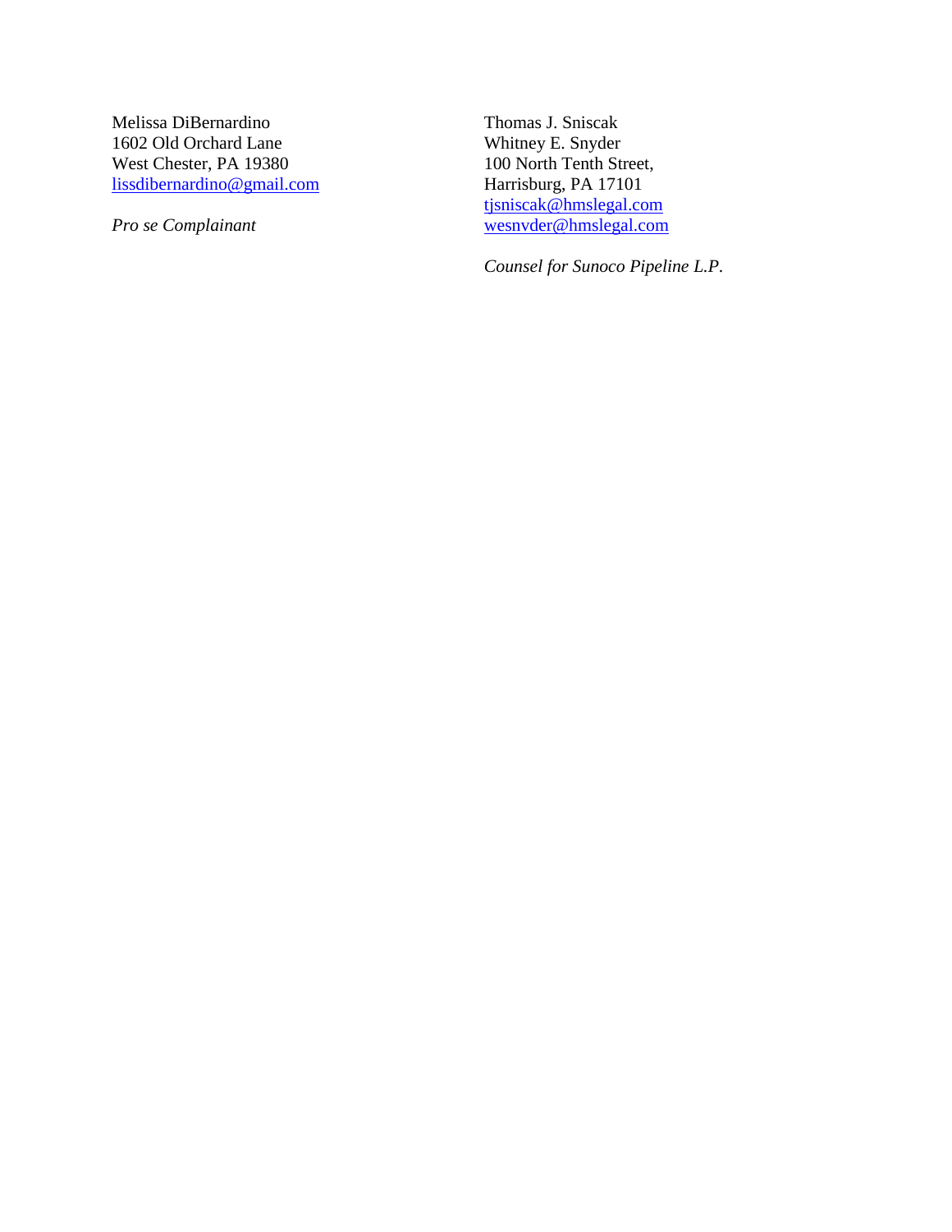Melissa DiBernardino
1602 Old Orchard Lane
West Chester, PA 19380
lissdibernardino@gmail.com

*Pro se Complainant*

Thomas J. Sniscak
Whitney E. Snyder
100 North Tenth Street,
Harrisburg, PA 17101
tjsniscak@hmslegal.com
wesnvder@hmslegal.com

*Counsel for Sunoco Pipeline L.P.*